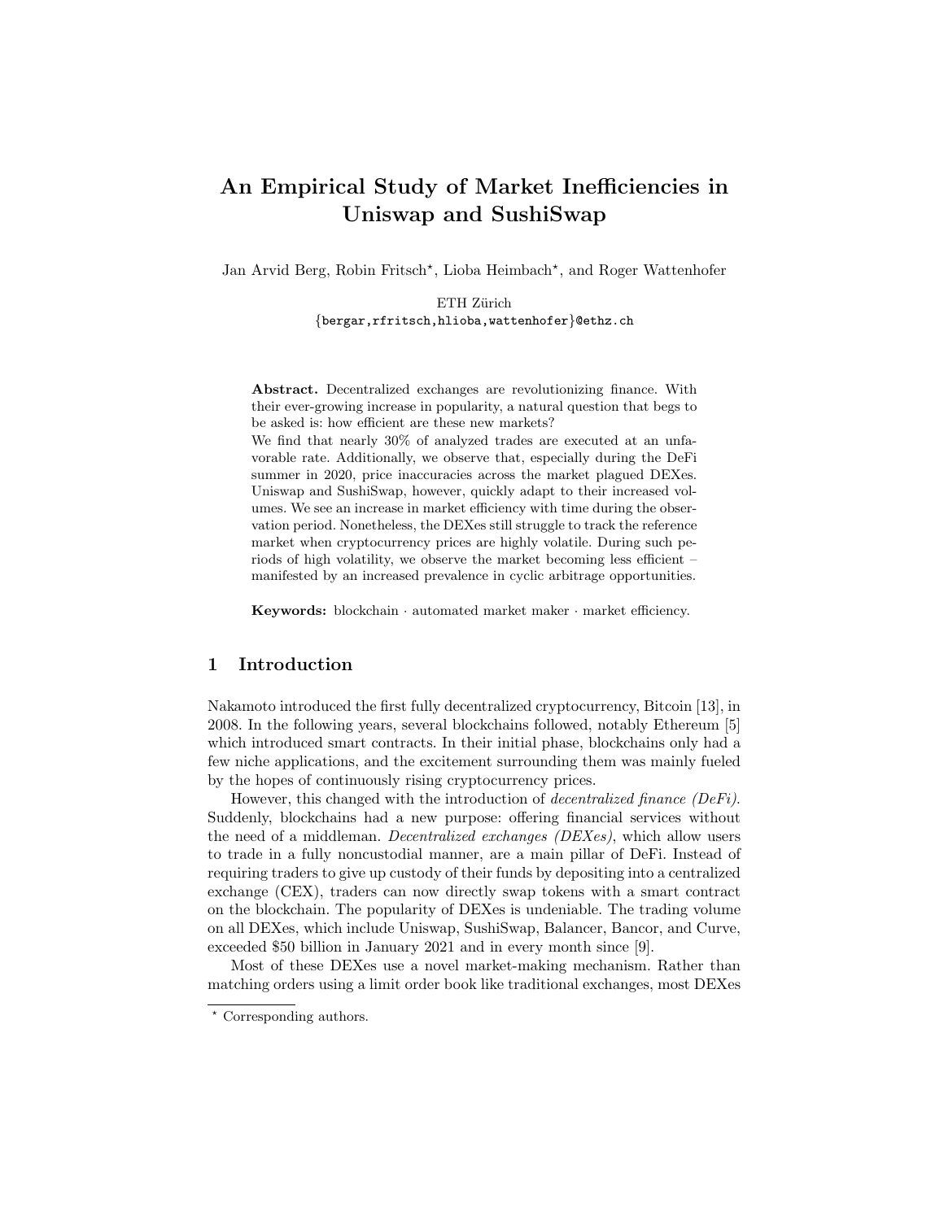# An Empirical Study of Market Inefficiencies in Uniswap and SushiSwap

Jan Arvid Berg, Robin Fritsch*, Lioba Heimbach*, and Roger Wattenhofer

ETH Zürich
{bergar,rfritsch,hlioba,wattenhofer}@ethz.ch

**Abstract.** Decentralized exchanges are revolutionizing finance. With their ever-growing increase in popularity, a natural question that begs to be asked is: how efficient are these new markets?
We find that nearly 30% of analyzed trades are executed at an unfavorable rate. Additionally, we observe that, especially during the DeFi summer in 2020, price inaccuracies across the market plagued DEXes. Uniswap and SushiSwap, however, quickly adapt to their increased volumes. We see an increase in market efficiency with time during the observation period. Nonetheless, the DEXes still struggle to track the reference market when cryptocurrency prices are highly volatile. During such periods of high volatility, we observe the market becoming less efficient – manifested by an increased prevalence in cyclic arbitrage opportunities.

**Keywords:** blockchain · automated market maker · market efficiency.

## 1 Introduction

Nakamoto introduced the first fully decentralized cryptocurrency, Bitcoin [13], in 2008. In the following years, several blockchains followed, notably Ethereum [5] which introduced smart contracts. In their initial phase, blockchains only had a few niche applications, and the excitement surrounding them was mainly fueled by the hopes of continuously rising cryptocurrency prices.

However, this changed with the introduction of *decentralized finance (DeFi)*. Suddenly, blockchains had a new purpose: offering financial services without the need of a middleman. *Decentralized exchanges (DEXes)*, which allow users to trade in a fully noncustodial manner, are a main pillar of DeFi. Instead of requiring traders to give up custody of their funds by depositing into a centralized exchange (CEX), traders can now directly swap tokens with a smart contract on the blockchain. The popularity of DEXes is undeniable. The trading volume on all DEXes, which include Uniswap, SushiSwap, Balancer, Bancor, and Curve, exceeded $50 billion in January 2021 and in every month since [9].

Most of these DEXes use a novel market-making mechanism. Rather than matching orders using a limit order book like traditional exchanges, most DEXes

* Corresponding authors.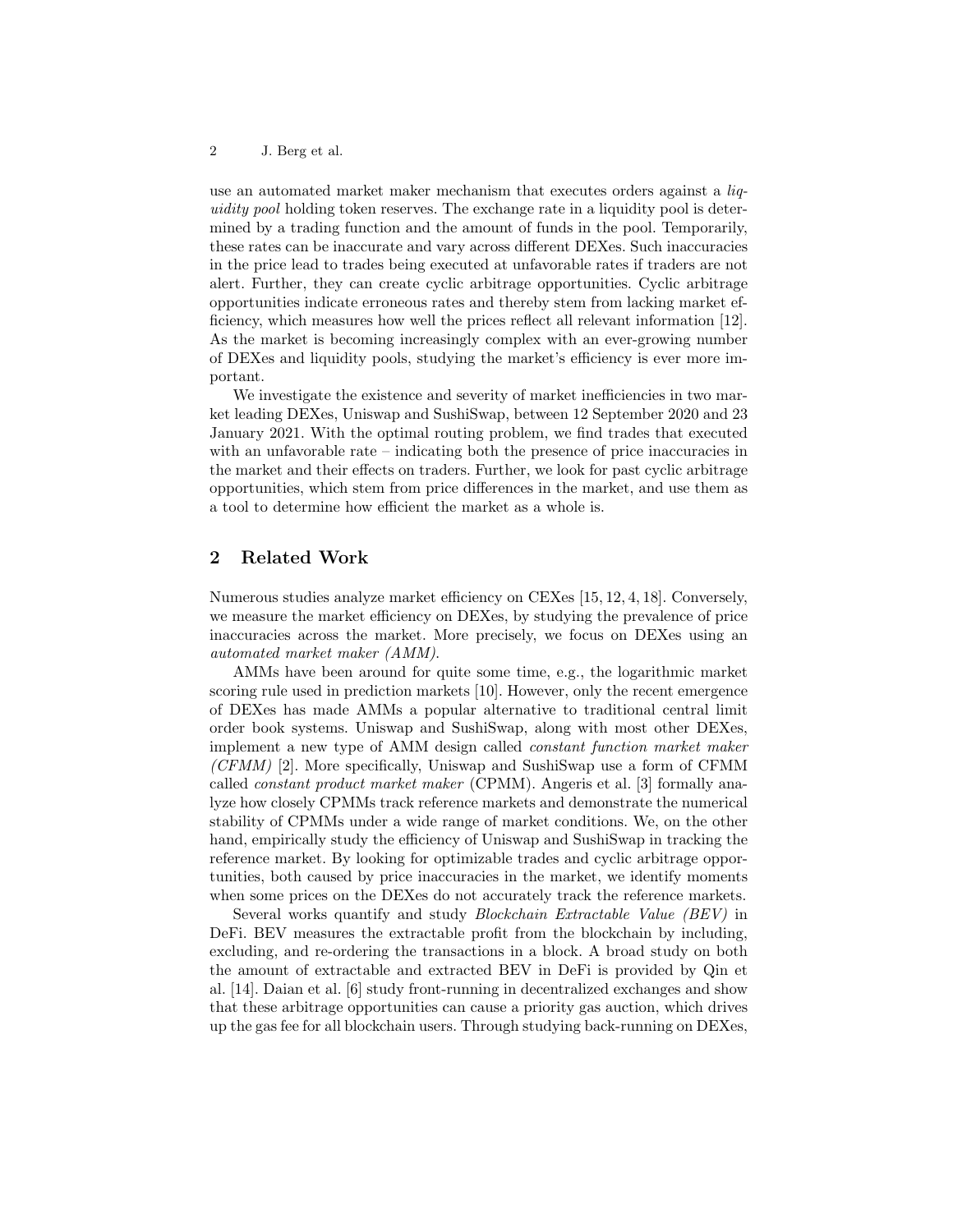use an automated market maker mechanism that executes orders against a *liquidity pool* holding token reserves. The exchange rate in a liquidity pool is determined by a trading function and the amount of funds in the pool. Temporarily, these rates can be inaccurate and vary across different DEXes. Such inaccuracies in the price lead to trades being executed at unfavorable rates if traders are not alert. Further, they can create cyclic arbitrage opportunities. Cyclic arbitrage opportunities indicate erroneous rates and thereby stem from lacking market efficiency, which measures how well the prices reflect all relevant information [12]. As the market is becoming increasingly complex with an ever-growing number of DEXes and liquidity pools, studying the market's efficiency is ever more important.

We investigate the existence and severity of market inefficiencies in two market leading DEXes, Uniswap and SushiSwap, between 12 September 2020 and 23 January 2021. With the optimal routing problem, we find trades that executed with an unfavorable rate – indicating both the presence of price inaccuracies in the market and their effects on traders. Further, we look for past cyclic arbitrage opportunities, which stem from price differences in the market, and use them as a tool to determine how efficient the market as a whole is.

## 2 Related Work

Numerous studies analyze market efficiency on CEXes [15, 12, 4, 18]. Conversely, we measure the market efficiency on DEXes, by studying the prevalence of price inaccuracies across the market. More precisely, we focus on DEXes using an *automated market maker (AMM)*.

AMMs have been around for quite some time, e.g., the logarithmic market scoring rule used in prediction markets [10]. However, only the recent emergence of DEXes has made AMMs a popular alternative to traditional central limit order book systems. Uniswap and SushiSwap, along with most other DEXes, implement a new type of AMM design called *constant function market maker (CFMM)* [2]. More specifically, Uniswap and SushiSwap use a form of CFMM called *constant product market maker* (CPMM). Angeris et al. [3] formally analyze how closely CPMMs track reference markets and demonstrate the numerical stability of CPMMs under a wide range of market conditions. We, on the other hand, empirically study the efficiency of Uniswap and SushiSwap in tracking the reference market. By looking for optimizable trades and cyclic arbitrage opportunities, both caused by price inaccuracies in the market, we identify moments when some prices on the DEXes do not accurately track the reference markets.

Several works quantify and study *Blockchain Extractable Value (BEV)* in DeFi. BEV measures the extractable profit from the blockchain by including, excluding, and re-ordering the transactions in a block. A broad study on both the amount of extractable and extracted BEV in DeFi is provided by Qin et al. [14]. Daian et al. [6] study front-running in decentralized exchanges and show that these arbitrage opportunities can cause a priority gas auction, which drives up the gas fee for all blockchain users. Through studying back-running on DEXes,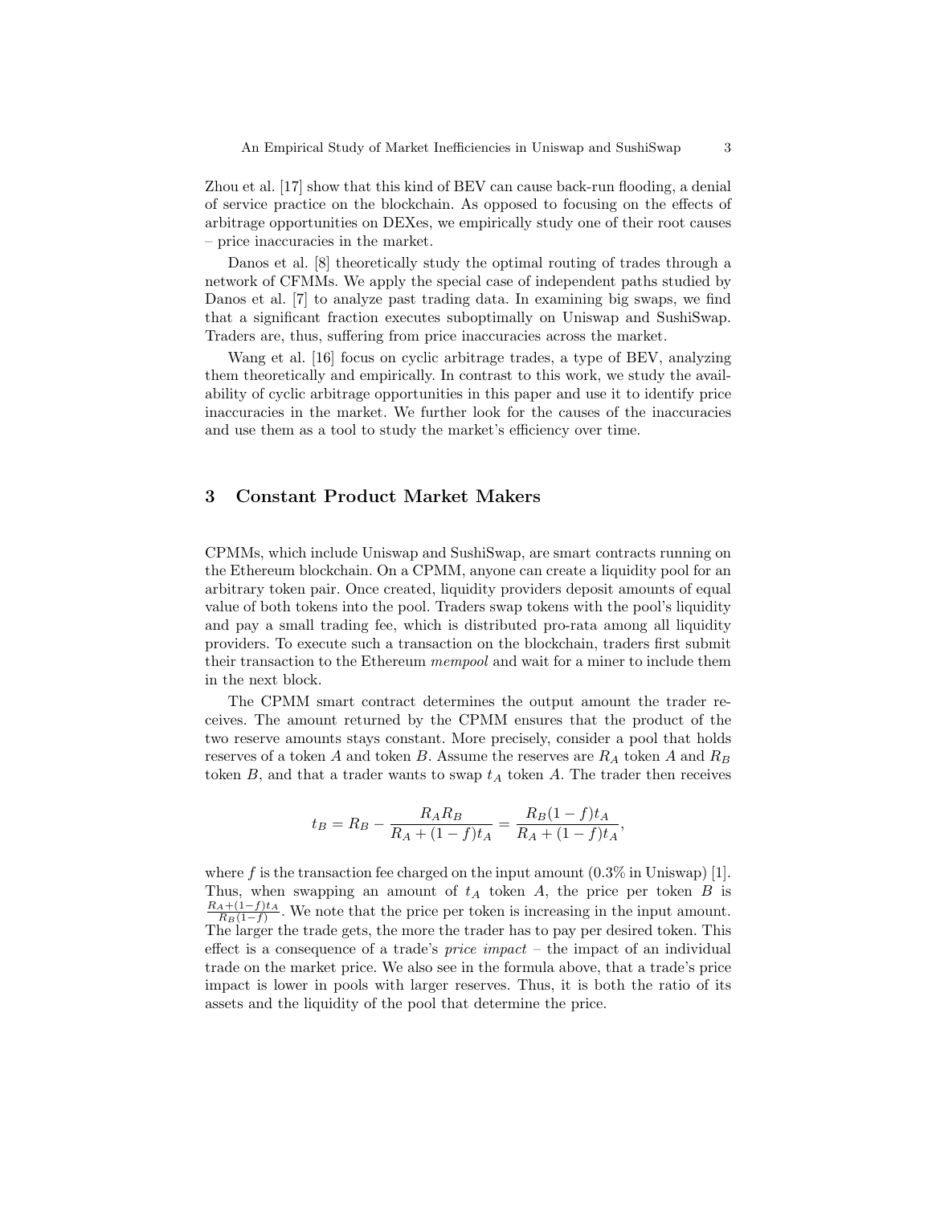Zhou et al. [17] show that this kind of BEV can cause back-run flooding, a denial of service practice on the blockchain. As opposed to focusing on the effects of arbitrage opportunities on DEXes, we empirically study one of their root causes – price inaccuracies in the market.

Danos et al. [8] theoretically study the optimal routing of trades through a network of CFMMs. We apply the special case of independent paths studied by Danos et al. [7] to analyze past trading data. In examining big swaps, we find that a significant fraction executes suboptimally on Uniswap and SushiSwap. Traders are, thus, suffering from price inaccuracies across the market.

Wang et al. [16] focus on cyclic arbitrage trades, a type of BEV, analyzing them theoretically and empirically. In contrast to this work, we study the availability of cyclic arbitrage opportunities in this paper and use it to identify price inaccuracies in the market. We further look for the causes of the inaccuracies and use them as a tool to study the market's efficiency over time.

## 3 Constant Product Market Makers

CPMMs, which include Uniswap and SushiSwap, are smart contracts running on the Ethereum blockchain. On a CPMM, anyone can create a liquidity pool for an arbitrary token pair. Once created, liquidity providers deposit amounts of equal value of both tokens into the pool. Traders swap tokens with the pool's liquidity and pay a small trading fee, which is distributed pro-rata among all liquidity providers. To execute such a transaction on the blockchain, traders first submit their transaction to the Ethereum *mempool* and wait for a miner to include them in the next block.

The CPMM smart contract determines the output amount the trader receives. The amount returned by the CPMM ensures that the product of the two reserve amounts stays constant. More precisely, consider a pool that holds reserves of a token $A$ and token $B$. Assume the reserves are $R_A$ token $A$ and $R_B$ token $B$, and that a trader wants to swap $t_A$ token $A$. The trader then receives

$$t_B = R_B - \frac{R_A R_B}{R_A + (1-f)t_A} = \frac{R_B(1-f)t_A}{R_A + (1-f)t_A},$$

where $f$ is the transaction fee charged on the input amount (0.3% in Uniswap) [1]. Thus, when swapping an amount of $t_A$ token $A$, the price per token $B$ is $\frac{R_A+(1-f)t_A}{R_B(1-f)}$. We note that the price per token is increasing in the input amount. The larger the trade gets, the more the trader has to pay per desired token. This effect is a consequence of a trade's *price impact* – the impact of an individual trade on the market price. We also see in the formula above, that a trade's price impact is lower in pools with larger reserves. Thus, it is both the ratio of its assets and the liquidity of the pool that determine the price.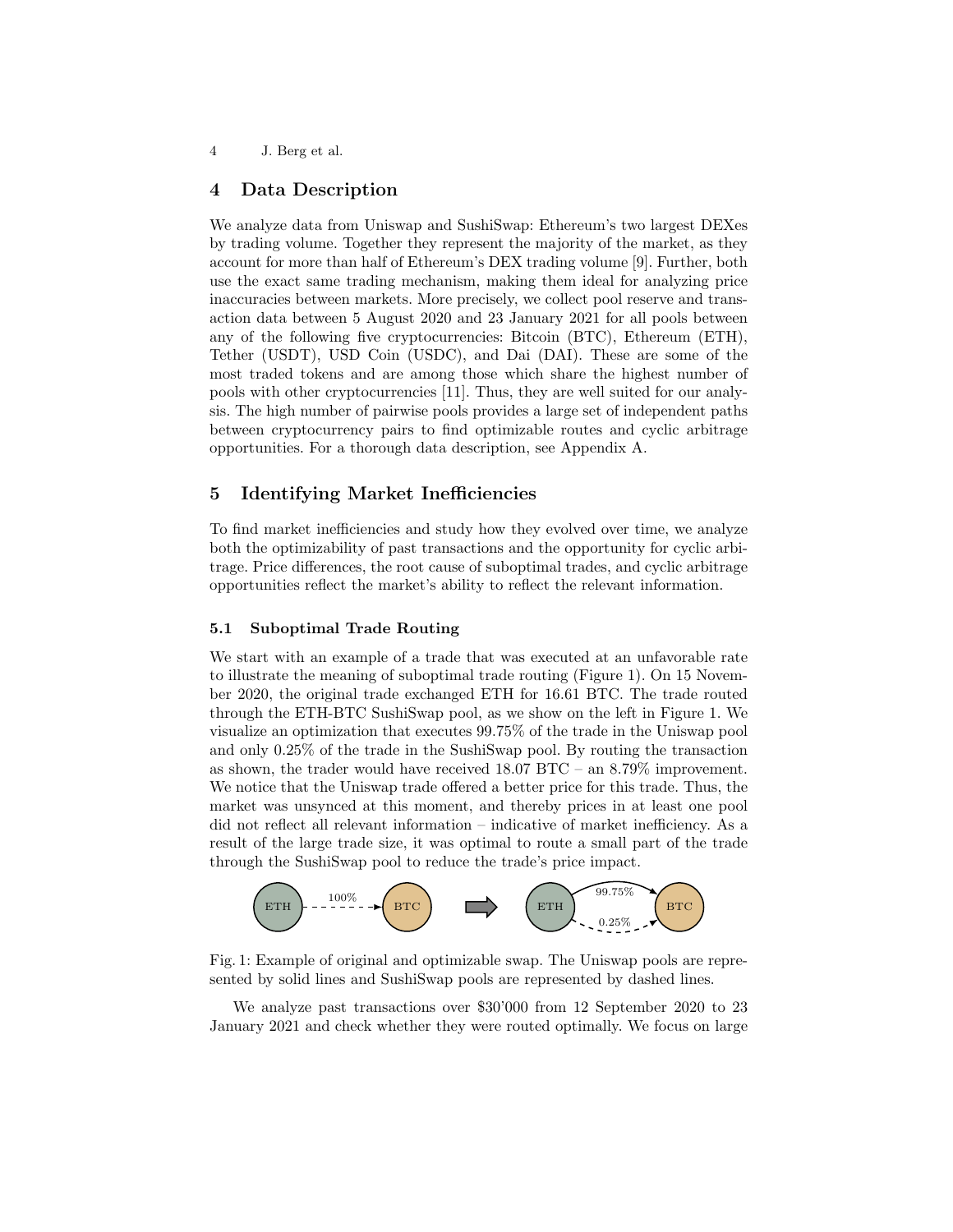## 4 Data Description

We analyze data from Uniswap and SushiSwap: Ethereum's two largest DEXes by trading volume. Together they represent the majority of the market, as they account for more than half of Ethereum's DEX trading volume [9]. Further, both use the exact same trading mechanism, making them ideal for analyzing price inaccuracies between markets. More precisely, we collect pool reserve and transaction data between 5 August 2020 and 23 January 2021 for all pools between any of the following five cryptocurrencies: Bitcoin (BTC), Ethereum (ETH), Tether (USDT), USD Coin (USDC), and Dai (DAI). These are some of the most traded tokens and are among those which share the highest number of pools with other cryptocurrencies [11]. Thus, they are well suited for our analysis. The high number of pairwise pools provides a large set of independent paths between cryptocurrency pairs to find optimizable routes and cyclic arbitrage opportunities. For a thorough data description, see Appendix A.

## 5 Identifying Market Inefficiencies

To find market inefficiencies and study how they evolved over time, we analyze both the optimizability of past transactions and the opportunity for cyclic arbitrage. Price differences, the root cause of suboptimal trades, and cyclic arbitrage opportunities reflect the market's ability to reflect the relevant information.

### 5.1 Suboptimal Trade Routing

We start with an example of a trade that was executed at an unfavorable rate to illustrate the meaning of suboptimal trade routing (Figure 1). On 15 November 2020, the original trade exchanged ETH for 16.61 BTC. The trade routed through the ETH-BTC SushiSwap pool, as we show on the left in Figure 1. We visualize an optimization that executes 99.75% of the trade in the Uniswap pool and only 0.25% of the trade in the SushiSwap pool. By routing the transaction as shown, the trader would have received 18.07 BTC – an 8.79% improvement. We notice that the Uniswap trade offered a better price for this trade. Thus, the market was unsynced at this moment, and thereby prices in at least one pool did not reflect all relevant information – indicative of market inefficiency. As a result of the large trade size, it was optimal to route a small part of the trade through the SushiSwap pool to reduce the trade's price impact.

Fig. 1: Example of original and optimizable swap. The Uniswap pools are represented by solid lines and SushiSwap pools are represented by dashed lines.

We analyze past transactions over $30'000 from 12 September 2020 to 23 January 2021 and check whether they were routed optimally. We focus on large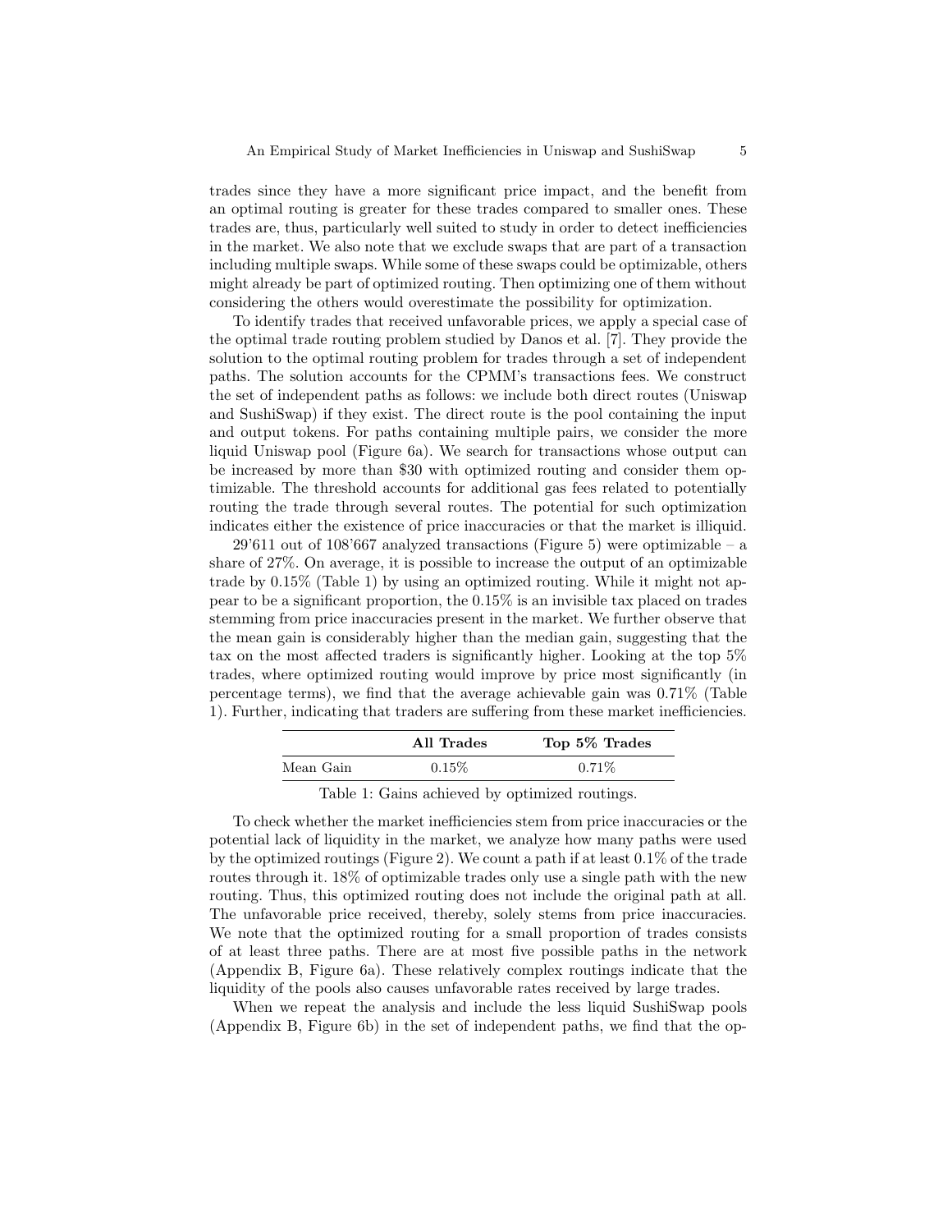trades since they have a more significant price impact, and the benefit from an optimal routing is greater for these trades compared to smaller ones. These trades are, thus, particularly well suited to study in order to detect inefficiencies in the market. We also note that we exclude swaps that are part of a transaction including multiple swaps. While some of these swaps could be optimizable, others might already be part of optimized routing. Then optimizing one of them without considering the others would overestimate the possibility for optimization.

To identify trades that received unfavorable prices, we apply a special case of the optimal trade routing problem studied by Danos et al. [7]. They provide the solution to the optimal routing problem for trades through a set of independent paths. The solution accounts for the CPMM's transactions fees. We construct the set of independent paths as follows: we include both direct routes (Uniswap and SushiSwap) if they exist. The direct route is the pool containing the input and output tokens. For paths containing multiple pairs, we consider the more liquid Uniswap pool (Figure 6a). We search for transactions whose output can be increased by more than \$30 with optimized routing and consider them optimizable. The threshold accounts for additional gas fees related to potentially routing the trade through several routes. The potential for such optimization indicates either the existence of price inaccuracies or that the market is illiquid.

29'611 out of 108'667 analyzed transactions (Figure 5) were optimizable – a share of 27%. On average, it is possible to increase the output of an optimizable trade by 0.15% (Table 1) by using an optimized routing. While it might not appear to be a significant proportion, the 0.15% is an invisible tax placed on trades stemming from price inaccuracies present in the market. We further observe that the mean gain is considerably higher than the median gain, suggesting that the tax on the most affected traders is significantly higher. Looking at the top 5% trades, where optimized routing would improve by price most significantly (in percentage terms), we find that the average achievable gain was 0.71% (Table 1). Further, indicating that traders are suffering from these market inefficiencies.

| | **All Trades** | **Top 5% Trades** |
|---|---|---|
| Mean Gain | 0.15% | 0.71% |

Table 1: Gains achieved by optimized routings.

To check whether the market inefficiencies stem from price inaccuracies or the potential lack of liquidity in the market, we analyze how many paths were used by the optimized routings (Figure 2). We count a path if at least 0.1% of the trade routes through it. 18% of optimizable trades only use a single path with the new routing. Thus, this optimized routing does not include the original path at all. The unfavorable price received, thereby, solely stems from price inaccuracies. We note that the optimized routing for a small proportion of trades consists of at least three paths. There are at most five possible paths in the network (Appendix B, Figure 6a). These relatively complex routings indicate that the liquidity of the pools also causes unfavorable rates received by large trades.

When we repeat the analysis and include the less liquid SushiSwap pools (Appendix B, Figure 6b) in the set of independent paths, we find that the op-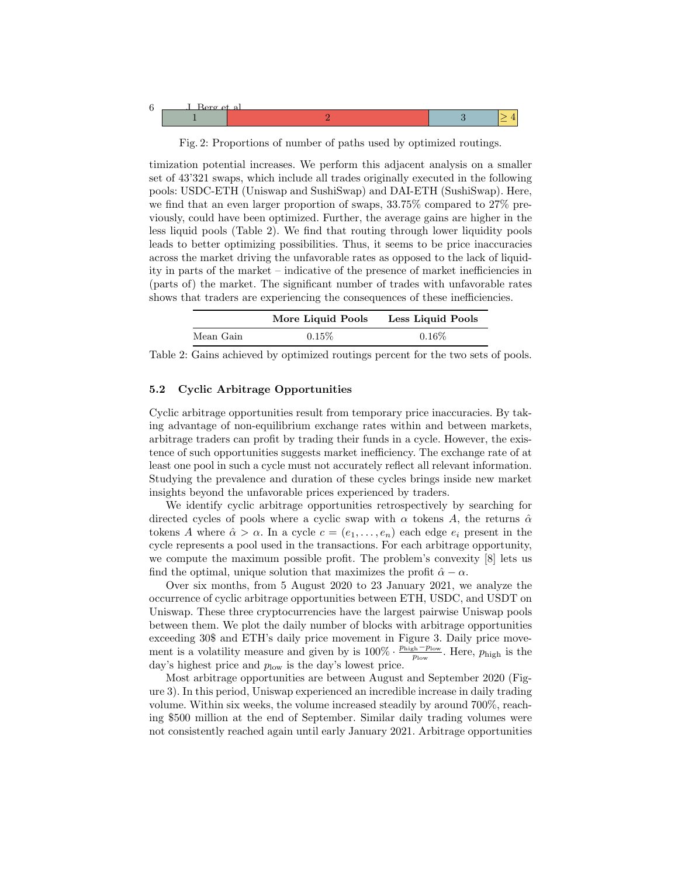| 1 | 2 | 3 | ≥ 4 |
|---|---|---|---|

Fig. 2: Proportions of number of paths used by optimized routings.

timization potential increases. We perform this adjacent analysis on a smaller set of 43'321 swaps, which include all trades originally executed in the following pools: USDC-ETH (Uniswap and SushiSwap) and DAI-ETH (SushiSwap). Here, we find that an even larger proportion of swaps, 33.75% compared to 27% previously, could have been optimized. Further, the average gains are higher in the less liquid pools (Table 2). We find that routing through lower liquidity pools leads to better optimizing possibilities. Thus, it seems to be price inaccuracies across the market driving the unfavorable rates as opposed to the lack of liquidity in parts of the market – indicative of the presence of market inefficiencies in (parts of) the market. The significant number of trades with unfavorable rates shows that traders are experiencing the consequences of these inefficiencies.

| | **More Liquid Pools** | **Less Liquid Pools** |
|---|---|---|
| Mean Gain | 0.15% | 0.16% |

Table 2: Gains achieved by optimized routings percent for the two sets of pools.

### 5.2 Cyclic Arbitrage Opportunities

Cyclic arbitrage opportunities result from temporary price inaccuracies. By taking advantage of non-equilibrium exchange rates within and between markets, arbitrage traders can profit by trading their funds in a cycle. However, the existence of such opportunities suggests market inefficiency. The exchange rate of at least one pool in such a cycle must not accurately reflect all relevant information. Studying the prevalence and duration of these cycles brings inside new market insights beyond the unfavorable prices experienced by traders.

We identify cyclic arbitrage opportunities retrospectively by searching for directed cycles of pools where a cyclic swap with $\alpha$ tokens $A$, the returns $\hat{\alpha}$ tokens $A$ where $\hat{\alpha} > \alpha$. In a cycle $c = (e_1, \ldots, e_n)$ each edge $e_i$ present in the cycle represents a pool used in the transactions. For each arbitrage opportunity, we compute the maximum possible profit. The problem's convexity [8] lets us find the optimal, unique solution that maximizes the profit $\hat{\alpha} - \alpha$.

Over six months, from 5 August 2020 to 23 January 2021, we analyze the occurrence of cyclic arbitrage opportunities between ETH, USDC, and USDT on Uniswap. These three cryptocurrencies have the largest pairwise Uniswap pools between them. We plot the daily number of blocks with arbitrage opportunities exceeding 30$ and ETH's daily price movement in Figure 3. Daily price movement is a volatility measure and given by is $100\% \cdot \frac{p_{\text{high}} - p_{\text{low}}}{p_{\text{low}}}$. Here, $p_{\text{high}}$ is the day's highest price and $p_{\text{low}}$ is the day's lowest price.

Most arbitrage opportunities are between August and September 2020 (Figure 3). In this period, Uniswap experienced an incredible increase in daily trading volume. Within six weeks, the volume increased steadily by around 700%, reaching $500 million at the end of September. Similar daily trading volumes were not consistently reached again until early January 2021. Arbitrage opportunities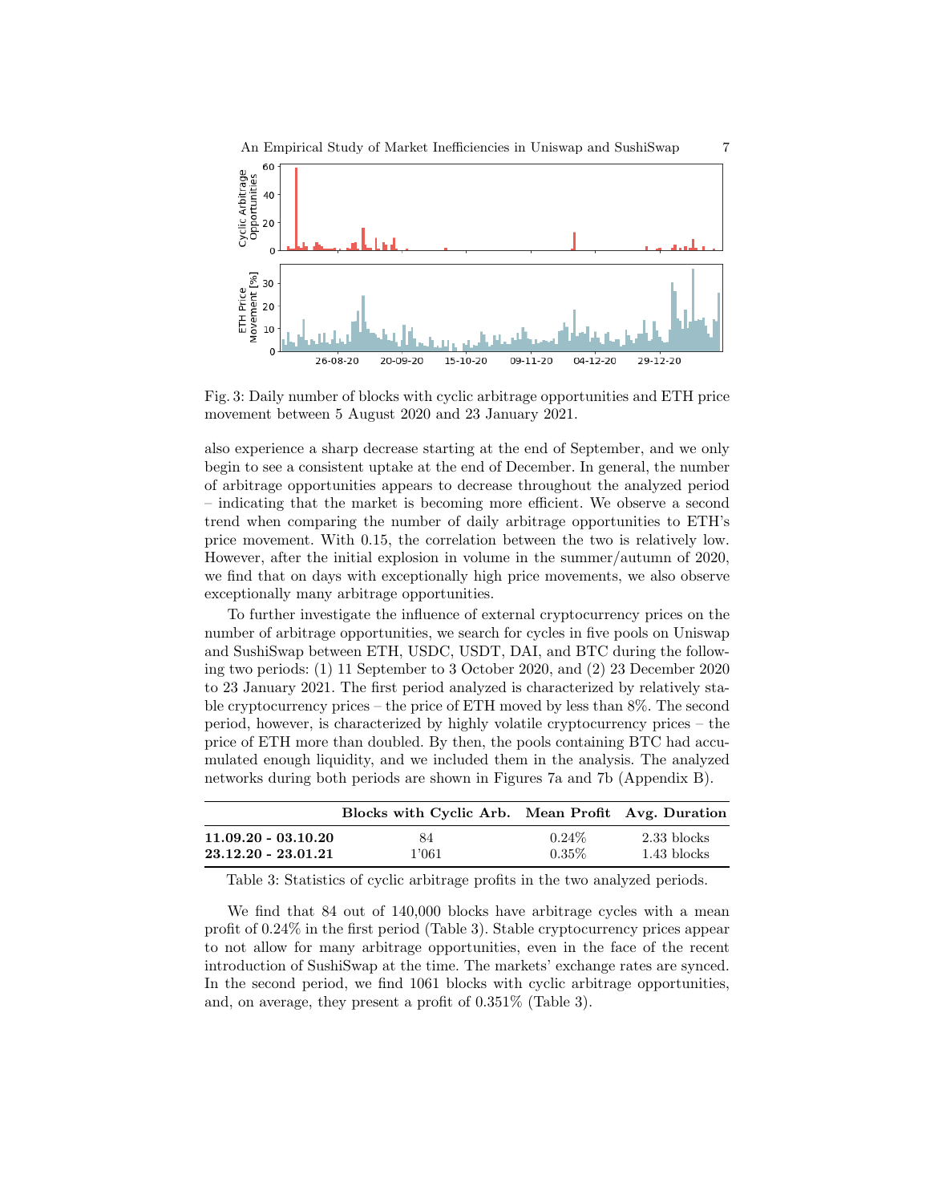Fig. 3: Daily number of blocks with cyclic arbitrage opportunities and ETH price movement between 5 August 2020 and 23 January 2021.

also experience a sharp decrease starting at the end of September, and we only begin to see a consistent uptake at the end of December. In general, the number of arbitrage opportunities appears to decrease throughout the analyzed period – indicating that the market is becoming more efficient. We observe a second trend when comparing the number of daily arbitrage opportunities to ETH's price movement. With 0.15, the correlation between the two is relatively low. However, after the initial explosion in volume in the summer/autumn of 2020, we find that on days with exceptionally high price movements, we also observe exceptionally many arbitrage opportunities.

To further investigate the influence of external cryptocurrency prices on the number of arbitrage opportunities, we search for cycles in five pools on Uniswap and SushiSwap between ETH, USDC, USDT, DAI, and BTC during the following two periods: (1) 11 September to 3 October 2020, and (2) 23 December 2020 to 23 January 2021. The first period analyzed is characterized by relatively stable cryptocurrency prices – the price of ETH moved by less than 8%. The second period, however, is characterized by highly volatile cryptocurrency prices – the price of ETH more than doubled. By then, the pools containing BTC had accumulated enough liquidity, and we included them in the analysis. The analyzed networks during both periods are shown in Figures 7a and 7b (Appendix B).

| | Blocks with Cyclic Arb. | Mean Profit | Avg. Duration |
|---|---|---|---|
| **11.09.20 - 03.10.20** | 84 | 0.24% | 2.33 blocks |
| **23.12.20 - 23.01.21** | 1'061 | 0.35% | 1.43 blocks |

Table 3: Statistics of cyclic arbitrage profits in the two analyzed periods.

We find that 84 out of 140,000 blocks have arbitrage cycles with a mean profit of 0.24% in the first period (Table 3). Stable cryptocurrency prices appear to not allow for many arbitrage opportunities, even in the face of the recent introduction of SushiSwap at the time. The markets' exchange rates are synced. In the second period, we find 1061 blocks with cyclic arbitrage opportunities, and, on average, they present a profit of 0.351% (Table 3).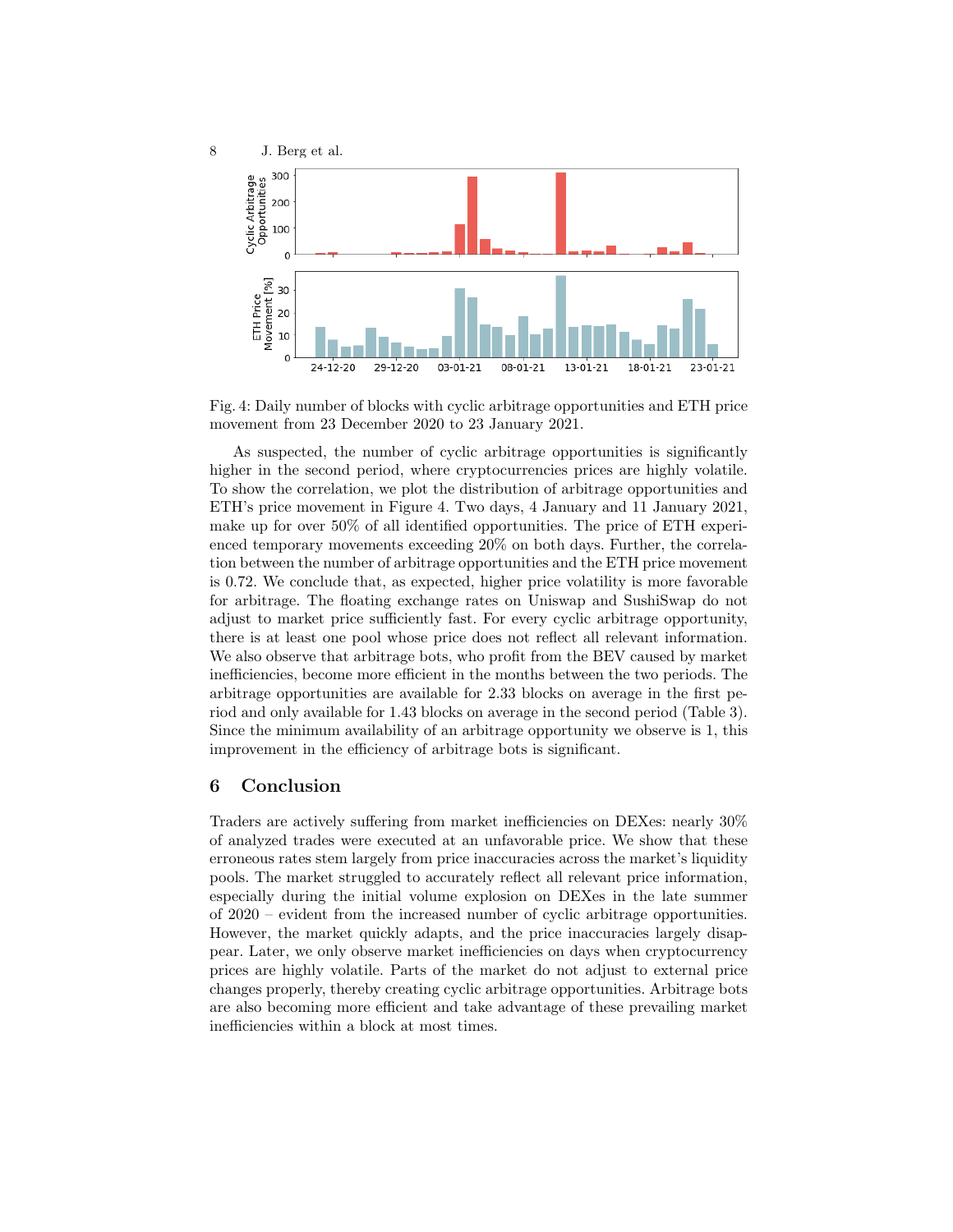Fig. 4: Daily number of blocks with cyclic arbitrage opportunities and ETH price movement from 23 December 2020 to 23 January 2021.

As suspected, the number of cyclic arbitrage opportunities is significantly higher in the second period, where cryptocurrencies prices are highly volatile. To show the correlation, we plot the distribution of arbitrage opportunities and ETH's price movement in Figure 4. Two days, 4 January and 11 January 2021, make up for over 50% of all identified opportunities. The price of ETH experienced temporary movements exceeding 20% on both days. Further, the correlation between the number of arbitrage opportunities and the ETH price movement is 0.72. We conclude that, as expected, higher price volatility is more favorable for arbitrage. The floating exchange rates on Uniswap and SushiSwap do not adjust to market price sufficiently fast. For every cyclic arbitrage opportunity, there is at least one pool whose price does not reflect all relevant information. We also observe that arbitrage bots, who profit from the BEV caused by market inefficiencies, become more efficient in the months between the two periods. The arbitrage opportunities are available for 2.33 blocks on average in the first period and only available for 1.43 blocks on average in the second period (Table 3). Since the minimum availability of an arbitrage opportunity we observe is 1, this improvement in the efficiency of arbitrage bots is significant.

## 6 Conclusion

Traders are actively suffering from market inefficiencies on DEXes: nearly 30% of analyzed trades were executed at an unfavorable price. We show that these erroneous rates stem largely from price inaccuracies across the market's liquidity pools. The market struggled to accurately reflect all relevant price information, especially during the initial volume explosion on DEXes in the late summer of 2020 – evident from the increased number of cyclic arbitrage opportunities. However, the market quickly adapts, and the price inaccuracies largely disappear. Later, we only observe market inefficiencies on days when cryptocurrency prices are highly volatile. Parts of the market do not adjust to external price changes properly, thereby creating cyclic arbitrage opportunities. Arbitrage bots are also becoming more efficient and take advantage of these prevailing market inefficiencies within a block at most times.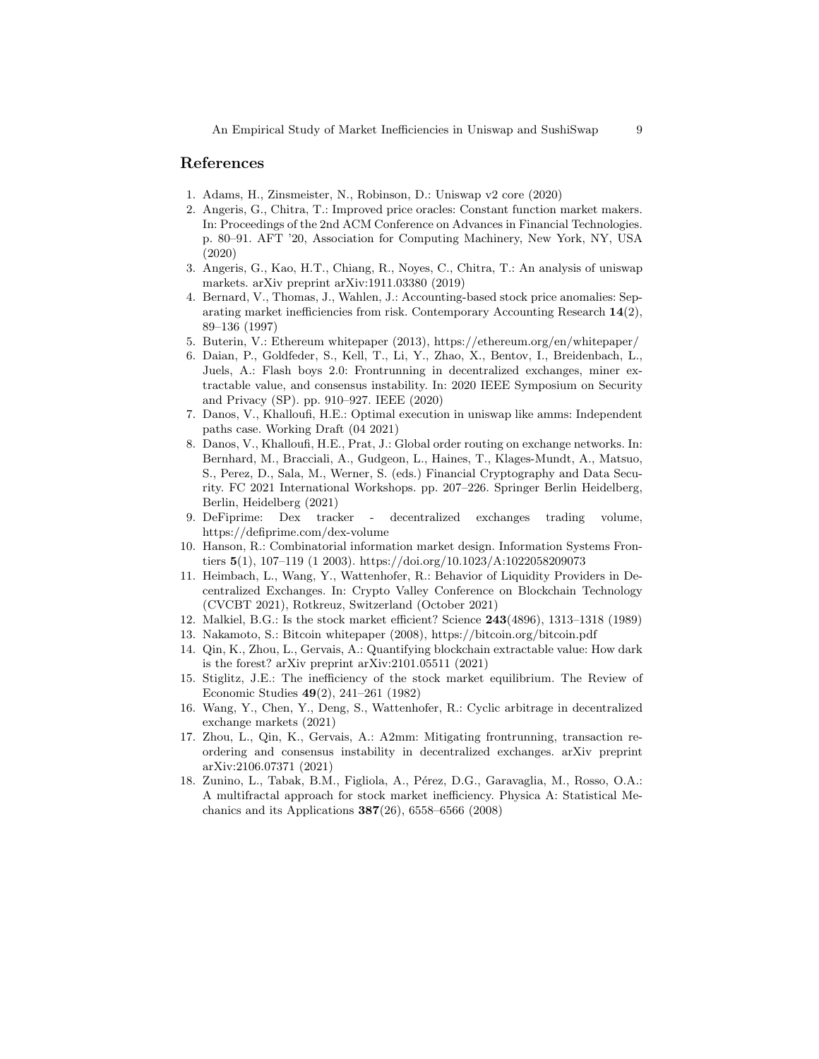## References

1. Adams, H., Zinsmeister, N., Robinson, D.: Uniswap v2 core (2020)
2. Angeris, G., Chitra, T.: Improved price oracles: Constant function market makers. In: Proceedings of the 2nd ACM Conference on Advances in Financial Technologies. p. 80–91. AFT '20, Association for Computing Machinery, New York, NY, USA (2020)
3. Angeris, G., Kao, H.T., Chiang, R., Noyes, C., Chitra, T.: An analysis of uniswap markets. arXiv preprint arXiv:1911.03380 (2019)
4. Bernard, V., Thomas, J., Wahlen, J.: Accounting-based stock price anomalies: Separating market inefficiencies from risk. Contemporary Accounting Research **14**(2), 89–136 (1997)
5. Buterin, V.: Ethereum whitepaper (2013), https://ethereum.org/en/whitepaper/
6. Daian, P., Goldfeder, S., Kell, T., Li, Y., Zhao, X., Bentov, I., Breidenbach, L., Juels, A.: Flash boys 2.0: Frontrunning in decentralized exchanges, miner extractable value, and consensus instability. In: 2020 IEEE Symposium on Security and Privacy (SP). pp. 910–927. IEEE (2020)
7. Danos, V., Khalloufi, H.E.: Optimal execution in uniswap like amms: Independent paths case. Working Draft (04 2021)
8. Danos, V., Khalloufi, H.E., Prat, J.: Global order routing on exchange networks. In: Bernhard, M., Bracciali, A., Gudgeon, L., Haines, T., Klages-Mundt, A., Matsuo, S., Perez, D., Sala, M., Werner, S. (eds.) Financial Cryptography and Data Security. FC 2021 International Workshops. pp. 207–226. Springer Berlin Heidelberg, Berlin, Heidelberg (2021)
9. DeFiprime: Dex tracker - decentralized exchanges trading volume, https://defiprime.com/dex-volume
10. Hanson, R.: Combinatorial information market design. Information Systems Frontiers **5**(1), 107–119 (1 2003). https://doi.org/10.1023/A:1022058209073
11. Heimbach, L., Wang, Y., Wattenhofer, R.: Behavior of Liquidity Providers in Decentralized Exchanges. In: Crypto Valley Conference on Blockchain Technology (CVCBT 2021), Rotkreuz, Switzerland (October 2021)
12. Malkiel, B.G.: Is the stock market efficient? Science **243**(4896), 1313–1318 (1989)
13. Nakamoto, S.: Bitcoin whitepaper (2008), https://bitcoin.org/bitcoin.pdf
14. Qin, K., Zhou, L., Gervais, A.: Quantifying blockchain extractable value: How dark is the forest? arXiv preprint arXiv:2101.05511 (2021)
15. Stiglitz, J.E.: The inefficiency of the stock market equilibrium. The Review of Economic Studies **49**(2), 241–261 (1982)
16. Wang, Y., Chen, Y., Deng, S., Wattenhofer, R.: Cyclic arbitrage in decentralized exchange markets (2021)
17. Zhou, L., Qin, K., Gervais, A.: A2mm: Mitigating frontrunning, transaction reordering and consensus instability in decentralized exchanges. arXiv preprint arXiv:2106.07371 (2021)
18. Zunino, L., Tabak, B.M., Figliola, A., Pérez, D.G., Garavaglia, M., Rosso, O.A.: A multifractal approach for stock market inefficiency. Physica A: Statistical Mechanics and its Applications **387**(26), 6558–6566 (2008)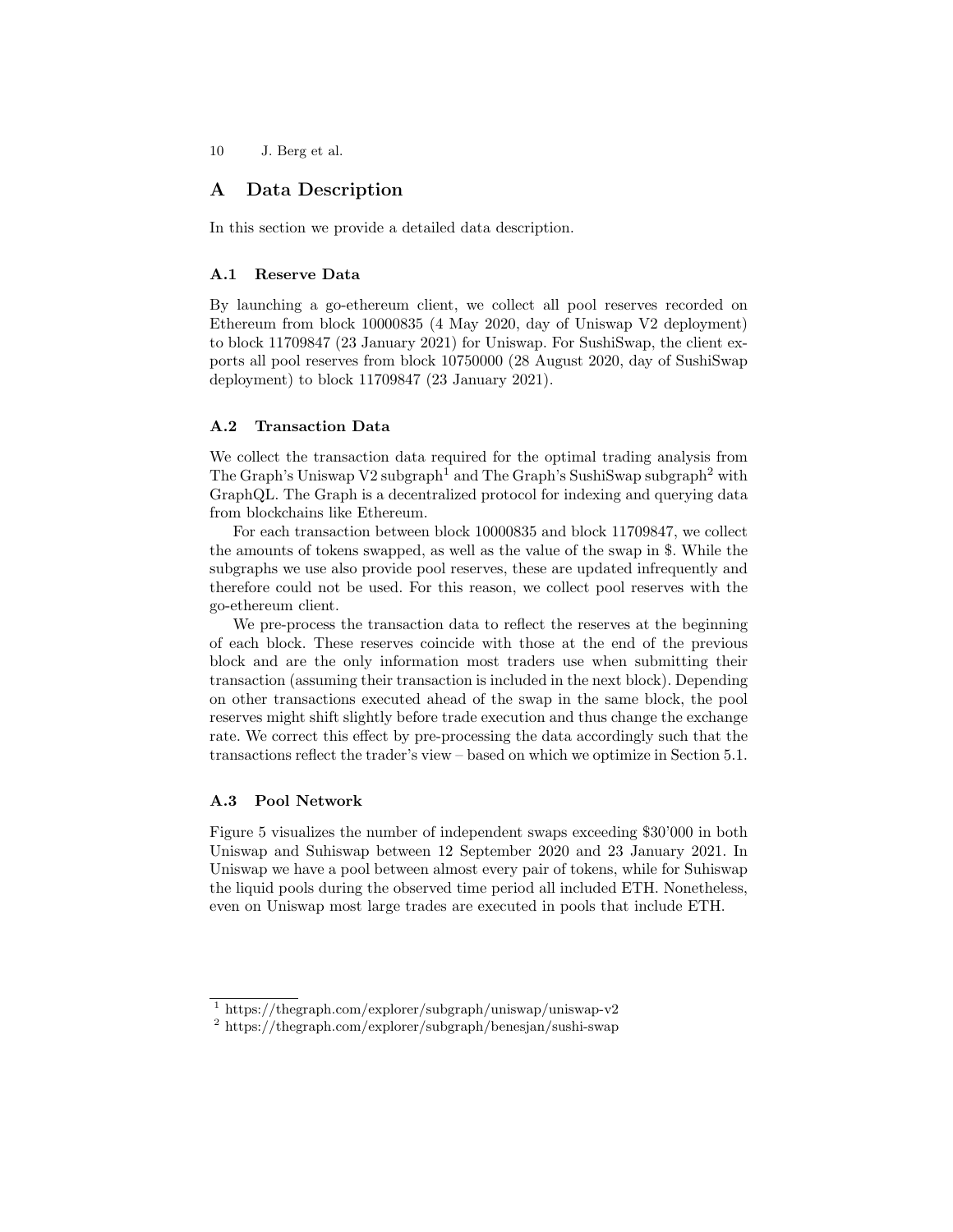## A Data Description

In this section we provide a detailed data description.

### A.1 Reserve Data

By launching a go-ethereum client, we collect all pool reserves recorded on Ethereum from block 10000835 (4 May 2020, day of Uniswap V2 deployment) to block 11709847 (23 January 2021) for Uniswap. For SushiSwap, the client exports all pool reserves from block 10750000 (28 August 2020, day of SushiSwap deployment) to block 11709847 (23 January 2021).

### A.2 Transaction Data

We collect the transaction data required for the optimal trading analysis from The Graph's Uniswap V2 subgraph[1] and The Graph's SushiSwap subgraph[2] with GraphQL. The Graph is a decentralized protocol for indexing and querying data from blockchains like Ethereum.

For each transaction between block 10000835 and block 11709847, we collect the amounts of tokens swapped, as well as the value of the swap in $. While the subgraphs we use also provide pool reserves, these are updated infrequently and therefore could not be used. For this reason, we collect pool reserves with the go-ethereum client.

We pre-process the transaction data to reflect the reserves at the beginning of each block. These reserves coincide with those at the end of the previous block and are the only information most traders use when submitting their transaction (assuming their transaction is included in the next block). Depending on other transactions executed ahead of the swap in the same block, the pool reserves might shift slightly before trade execution and thus change the exchange rate. We correct this effect by pre-processing the data accordingly such that the transactions reflect the trader's view – based on which we optimize in Section 5.1.

### A.3 Pool Network

Figure 5 visualizes the number of independent swaps exceeding $30'000 in both Uniswap and Suhiswap between 12 September 2020 and 23 January 2021. In Uniswap we have a pool between almost every pair of tokens, while for Suhiswap the liquid pools during the observed time period all included ETH. Nonetheless, even on Uniswap most large trades are executed in pools that include ETH.

---

[1] https://thegraph.com/explorer/subgraph/uniswap/uniswap-v2

[2] https://thegraph.com/explorer/subgraph/benesjan/sushi-swap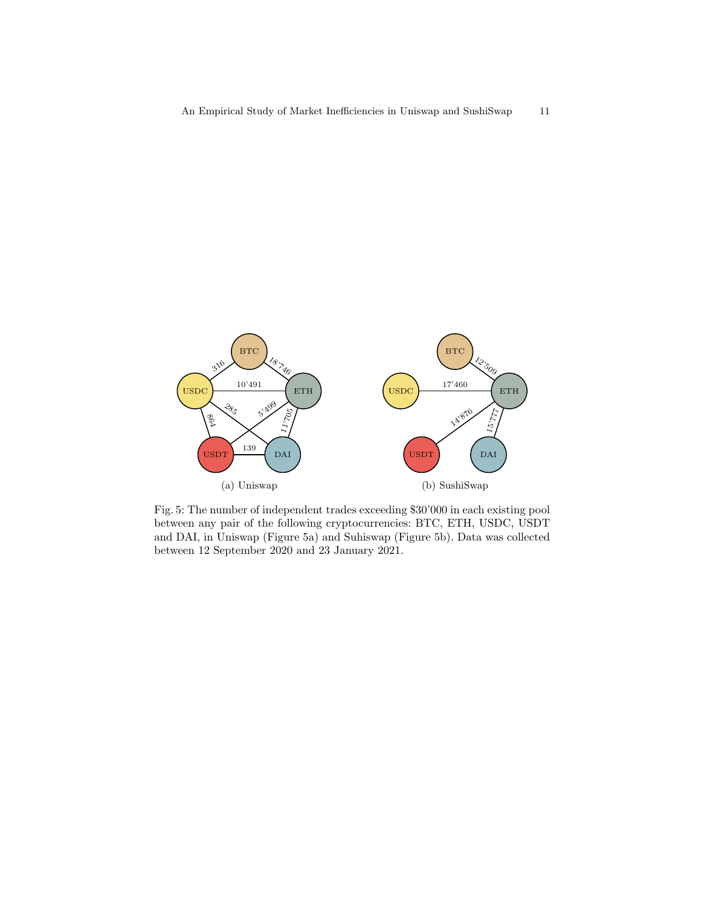(a) Uniswap

(b) SushiSwap

Fig. 5: The number of independent trades exceeding \$30'000 in each existing pool between any pair of the following cryptocurrencies: BTC, ETH, USDC, USDT and DAI, in Uniswap (Figure 5a) and Suhiswap (Figure 5b). Data was collected between 12 September 2020 and 23 January 2021.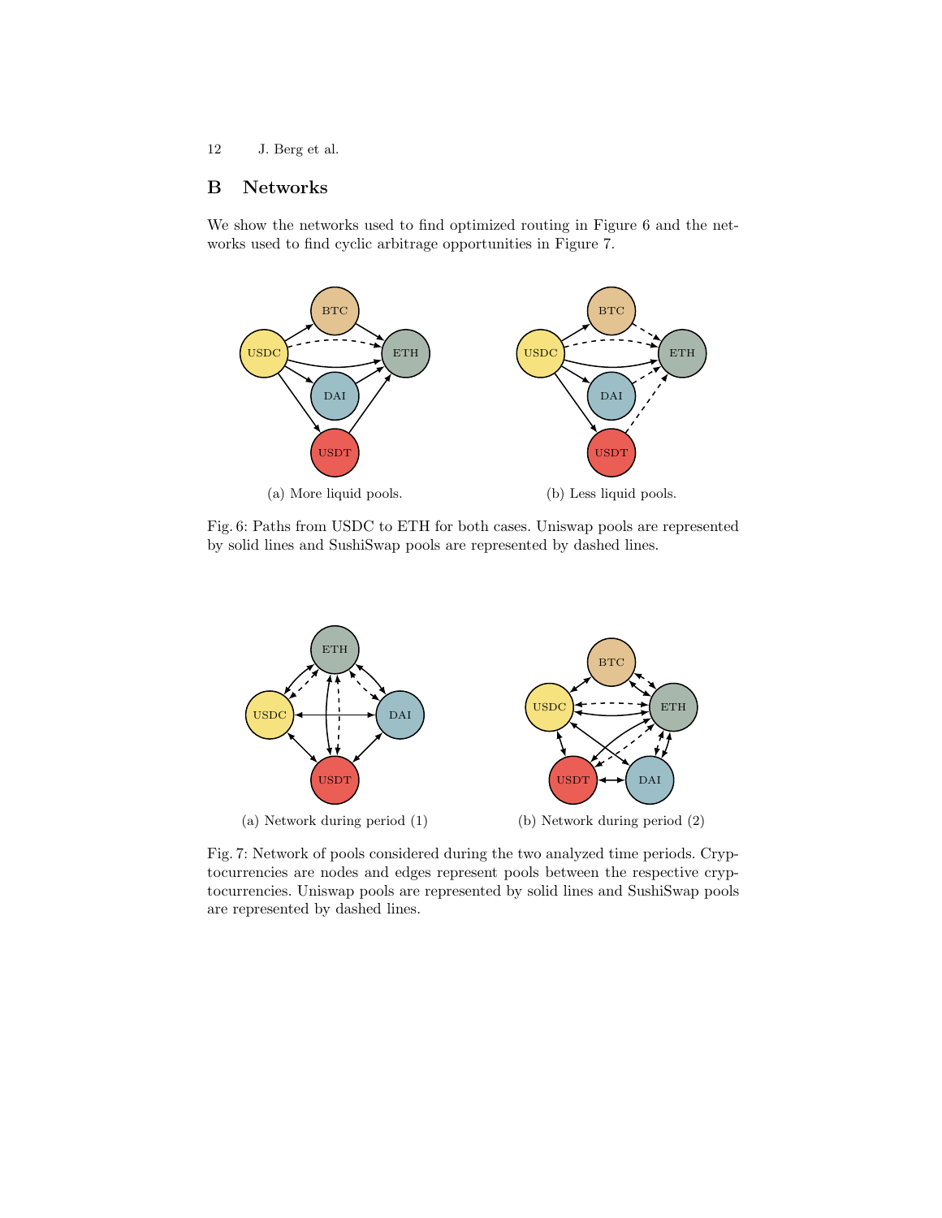## B Networks

We show the networks used to find optimized routing in Figure 6 and the networks used to find cyclic arbitrage opportunities in Figure 7.

BTC
USDC
ETH
DAI
USDT

(a) More liquid pools.

BTC
USDC
ETH
DAI
USDT

(b) Less liquid pools.

Fig. 6: Paths from USDC to ETH for both cases. Uniswap pools are represented by solid lines and SushiSwap pools are represented by dashed lines.

ETH
USDC
DAI
USDT

(a) Network during period (1)

BTC
USDC
ETH
USDT
DAI

(b) Network during period (2)

Fig. 7: Network of pools considered during the two analyzed time periods. Cryptocurrencies are nodes and edges represent pools between the respective cryptocurrencies. Uniswap pools are represented by solid lines and SushiSwap pools are represented by dashed lines.